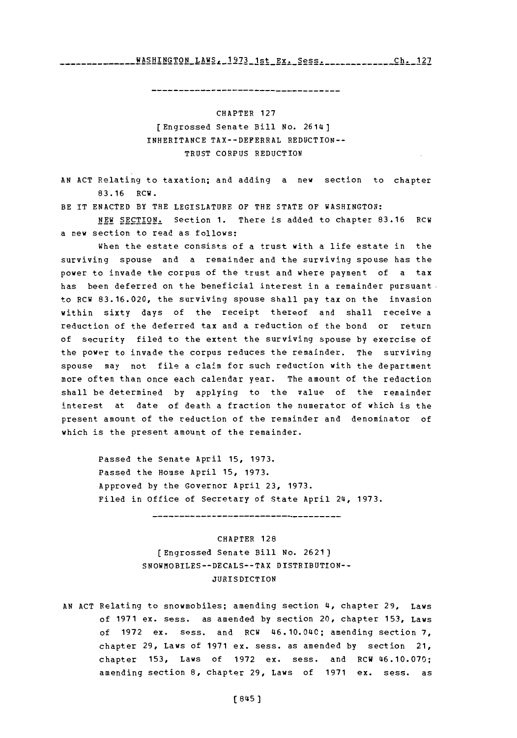## CHAPTER 127

[Engrossed Senate Bill No. 2614]

INHERITANCE TAX--DEFERRAL REDUCTION--
TRUST CORPUS REDUCTION

AN ACT Relating to taxation; and adding a new section to chapter 83.16 RCW.

BE IT ENACTED BY THE LEGISLATURE OF THE STATE OF WASHINGTON:

NEW SECTION. Section 1. There is added to chapter 83.16 RCW a new section to read as follows:

When the estate consists of a trust with a life estate in the surviving spouse and a remainder and the surviving spouse has the power to invade the corpus of the trust and where payment of a tax has been deferred on the beneficial interest in a remainder pursuant to RCW 83.16.020, the surviving spouse shall pay tax on the invasion within sixty days of the receipt thereof and shall receive a reduction of the deferred tax and a reduction of the bond or return of security filed to the extent the surviving spouse by exercise of the power to invade the corpus reduces the remainder. The surviving spouse may not file a claim for such reduction with the department more often than once each calendar year. The amount of the reduction shall be determined by applying to the value of the remainder interest at date of death a fraction the numerator of which is the present amount of the reduction of the remainder and denominator of which is the present amount of the remainder.

Passed the Senate April 15, 1973.
Passed the House April 15, 1973.
Approved by the Governor April 23, 1973.
Filed in Office of Secretary of State April 24, 1973.

## CHAPTER 128

[Engrossed Senate Bill No. 2621]

SNOWMOBILES--DECALS--TAX DISTRIBUTION--
JURISDICTION

AN ACT Relating to snowmobiles; amending section 4, chapter 29, Laws of 1971 ex. sess. as amended by section 20, chapter 153, Laws of 1972 ex. sess. and RCW 46.10.040; amending section 7, chapter 29, Laws of 1971 ex. sess. as amended by section 21, chapter 153, Laws of 1972 ex. sess. and RCW 46.10.070; amending section 8, chapter 29, Laws of 1971 ex. sess. as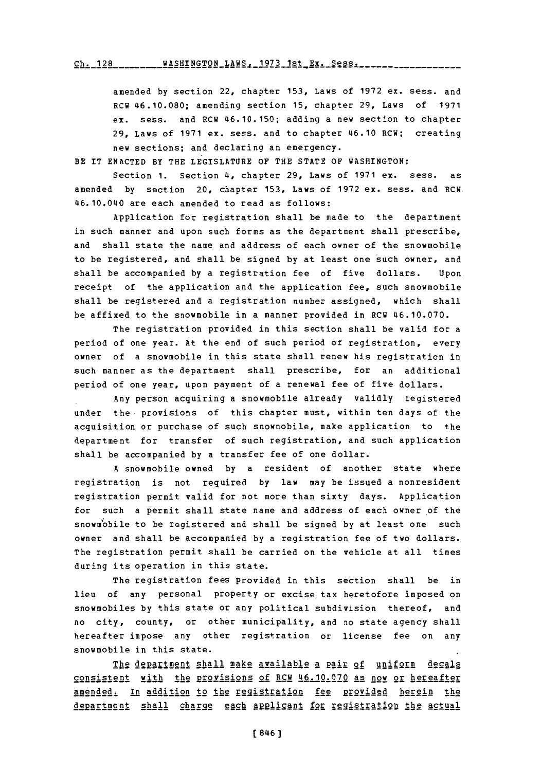amended by section 22, chapter 153, Laws of 1972 ex. sess. and RCW 46.10.080; amending section 15, chapter 29, Laws of 1971 ex. sess. and RCW 46.10.150; adding a new section to chapter 29, Laws of 1971 ex. sess. and to chapter 46.10 RCW; creating new sections; and declaring an emergency.

BE IT ENACTED BY THE LEGISLATURE OF THE STATE OF WASHINGTON:

Section 1. Section 4, chapter 29, Laws of 1971 ex. sess. as amended by section 20, chapter 153, Laws of 1972 ex. sess. and RCW 46.10.040 are each amended to read as follows:

Application for registration shall be made to the department in such manner and upon such forms as the department shall prescribe, and shall state the name and address of each owner of the snowmobile to be registered, and shall be signed by at least one such owner, and shall be accompanied by a registration fee of five dollars. Upon receipt of the application and the application fee, such snowmobile shall be registered and a registration number assigned, which shall be affixed to the snowmobile in a manner provided in RCW 46.10.070.

The registration provided in this section shall be valid for a period of one year. At the end of such period of registration, every owner of a snowmobile in this state shall renew his registration in such manner as the department shall prescribe, for an additional period of one year, upon payment of a renewal fee of five dollars.

Any person acquiring a snowmobile already validly registered under the provisions of this chapter must, within ten days of the acquisition or purchase of such snowmobile, make application to the department for transfer of such registration, and such application shall be accompanied by a transfer fee of one dollar.

A snowmobile owned by a resident of another state where registration is not required by law may be issued a nonresident registration permit valid for not more than sixty days. Application for such a permit shall state name and address of each owner of the snowmobile to be registered and shall be signed by at least one such owner and shall be accompanied by a registration fee of two dollars. The registration permit shall be carried on the vehicle at all times during its operation in this state.

The registration fees provided in this section shall be in lieu of any personal property or excise tax heretofore imposed on snowmobiles by this state or any political subdivision thereof, and no city, county, or other municipality, and no state agency shall hereafter impose any other registration or license fee on any snowmobile in this state.

<u>The department shall make available a pair of uniform decals consistent with the provisions of RCW 46.10.070 as now or hereafter amended. In addition to the registration fee provided herein the department shall charge each applicant for registration the actual</u>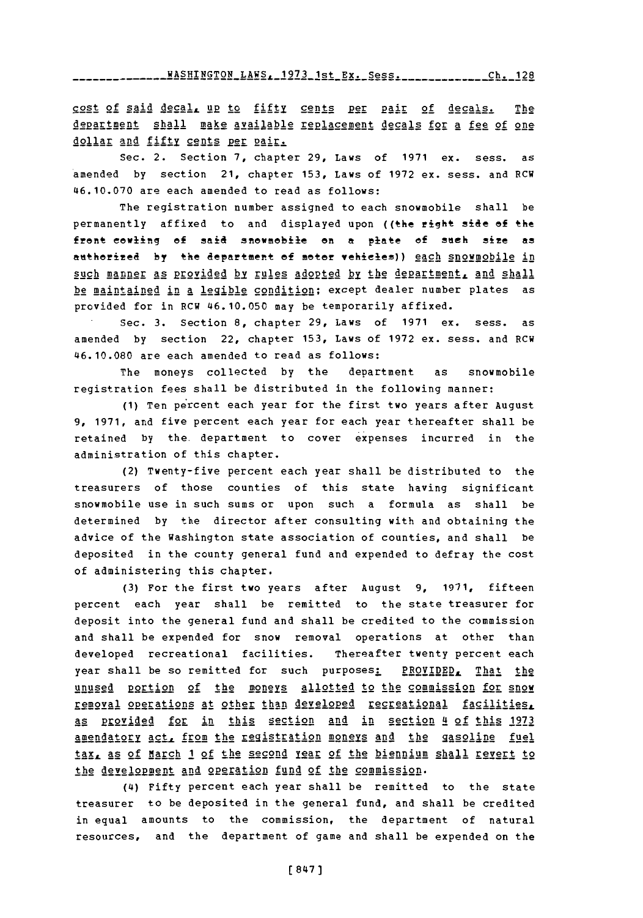cost of said decal, up to fifty cents per pair of decals. The department shall make available replacement decals for a fee of one dollar and fifty cents per pair.

Sec. 2. Section 7, chapter 29, Laws of 1971 ex. sess. as amended by section 21, chapter 153, Laws of 1972 ex. sess. and RCW 46.10.070 are each amended to read as follows:

The registration number assigned to each snowmobile shall be permanently affixed to and displayed upon ((the right side of the front cowling of said snowmobile on a plate of such size as authorized by the department of motor vehicles)) each snowmobile in such manner as provided by rules adopted by the department, and shall be maintained in a legible condition; except dealer number plates as provided for in RCW 46.10.050 may be temporarily affixed.

Sec. 3. Section 8, chapter 29, Laws of 1971 ex. sess. as amended by section 22, chapter 153, Laws of 1972 ex. sess. and RCW 46.10.080 are each amended to read as follows:

The moneys collected by the department as snowmobile registration fees shall be distributed in the following manner:

(1) Ten percent each year for the first two years after August 9, 1971, and five percent each year for each year thereafter shall be retained by the department to cover expenses incurred in the administration of this chapter.

(2) Twenty-five percent each year shall be distributed to the treasurers of those counties of this state having significant snowmobile use in such sums or upon such a formula as shall be determined by the director after consulting with and obtaining the advice of the Washington state association of counties, and shall be deposited in the county general fund and expended to defray the cost of administering this chapter.

(3) For the first two years after August 9, 1971, fifteen percent each year shall be remitted to the state treasurer for deposit into the general fund and shall be credited to the commission and shall be expended for snow removal operations at other than developed recreational facilities. Thereafter twenty percent each year shall be so remitted for such purposes: PROVIDED, That the unused portion of the moneys allotted to the commission for snow removal operations at other than developed recreational facilities, as provided for in this section and in section 4 of this 1973 amendatory act, from the registration moneys and the gasoline fuel tax, as of March 1 of the second year of the biennium shall revert to the development and operation fund of the commission.

(4) Fifty percent each year shall be remitted to the state treasurer to be deposited in the general fund, and shall be credited in equal amounts to the commission, the department of natural resources, and the department of game and shall be expended on the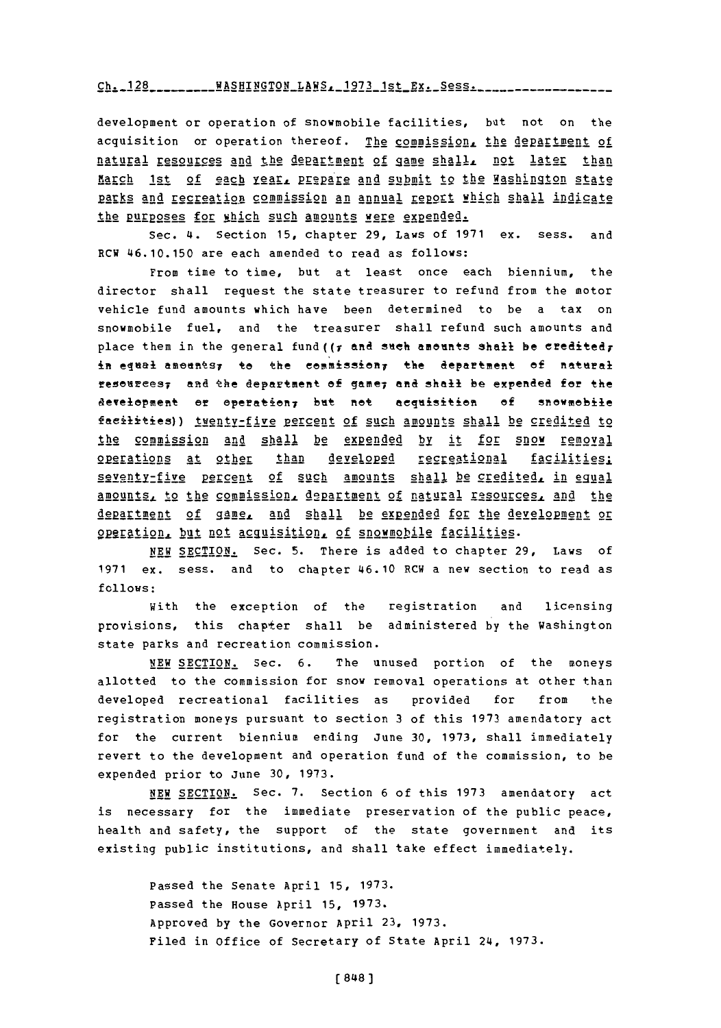development or operation of snowmobile facilities, but not on the acquisition or operation thereof. The commission, the department of natural resources and the department of game shall, not later than March 1st of each year, prepare and submit to the Washington state parks and recreation commission an annual report which shall indicate the purposes for which such amounts were expended.

Sec. 4. Section 15, chapter 29, Laws of 1971 ex. sess. and RCW 46.10.150 are each amended to read as follows:

From time to time, but at least once each biennium, the director shall request the state treasurer to refund from the motor vehicle fund amounts which have been determined to be a tax on snowmobile fuel, and the treasurer shall refund such amounts and place them in the general fund((, and such amounts shall be credited, in equal amounts, to the commission, the department of natural resources, and the department of game, and shall be expended for the development or operation, but not acquisition of snowmobile facilities)) twenty-five percent of such amounts shall be credited to the commission and shall be expended by it for snow removal operations at other than developed recreational facilities; seventy-five percent of such amounts shall be credited, in equal amounts, to the commission, department of natural resources, and the department of game, and shall be expended for the development or operation, but not acquisition, of snowmobile facilities.

NEW SECTION. Sec. 5. There is added to chapter 29, Laws of 1971 ex. sess. and to chapter 46.10 RCW a new section to read as follows:

With the exception of the registration and licensing provisions, this chapter shall be administered by the Washington state parks and recreation commission.

NEW SECTION. Sec. 6. The unused portion of the moneys allotted to the commission for snow removal operations at other than developed recreational facilities as provided for from the registration moneys pursuant to section 3 of this 1973 amendatory act for the current biennium ending June 30, 1973, shall immediately revert to the development and operation fund of the commission, to be expended prior to June 30, 1973.

NEW SECTION. Sec. 7. Section 6 of this 1973 amendatory act is necessary for the immediate preservation of the public peace, health and safety, the support of the state government and its existing public institutions, and shall take effect immediately.

Passed the Senate April 15, 1973.
Passed the House April 15, 1973.
Approved by the Governor April 23, 1973.
Filed in Office of Secretary of State April 24, 1973.